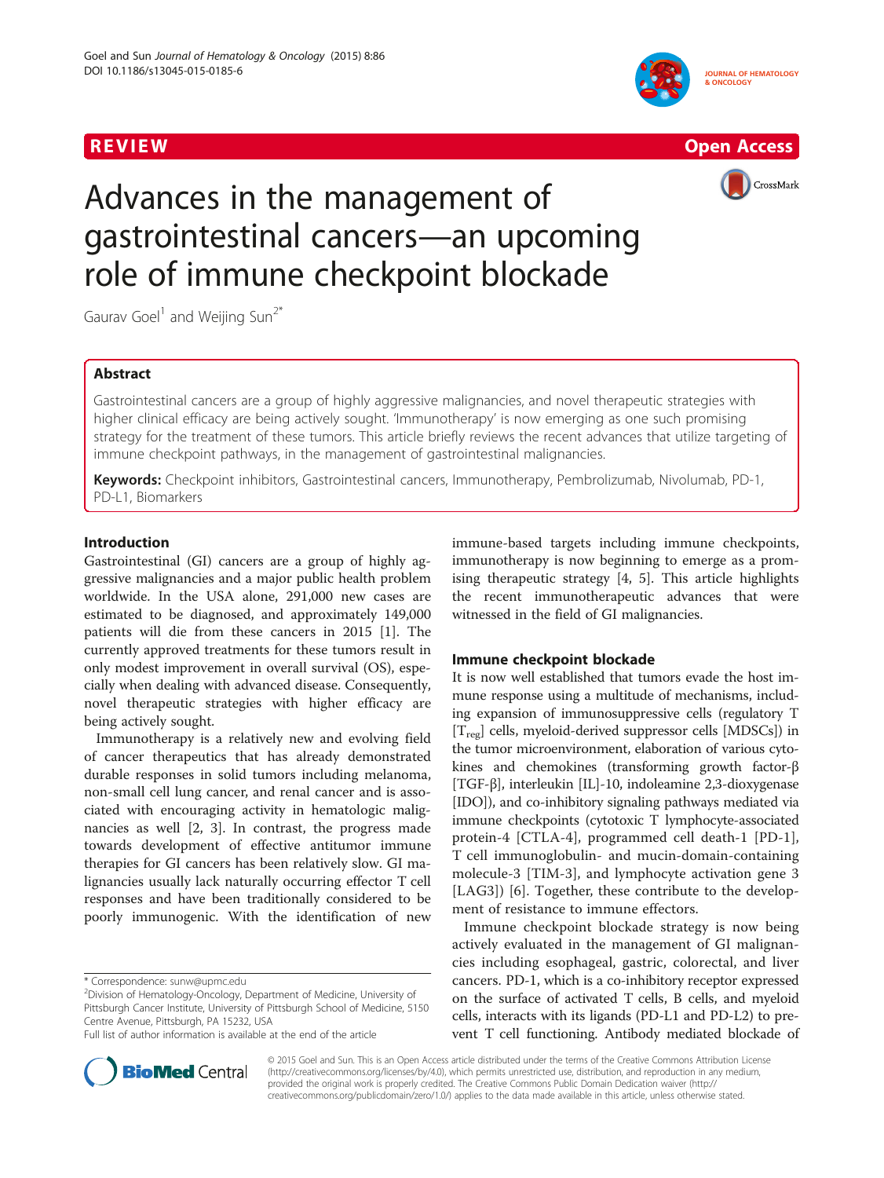REVIEW

Open Access

# Advances in the management of gastrointestinal cancers—an upcoming role of immune checkpoint blockade

Gaurav Goel[1] and Weijing Sun[2*]

## Abstract

Gastrointestinal cancers are a group of highly aggressive malignancies, and novel therapeutic strategies with higher clinical efficacy are being actively sought. 'Immunotherapy' is now emerging as one such promising strategy for the treatment of these tumors. This article briefly reviews the recent advances that utilize targeting of immune checkpoint pathways, in the management of gastrointestinal malignancies.

**Keywords:** Checkpoint inhibitors, Gastrointestinal cancers, Immunotherapy, Pembrolizumab, Nivolumab, PD-1, PD-L1, Biomarkers

## Introduction

Gastrointestinal (GI) cancers are a group of highly aggressive malignancies and a major public health problem worldwide. In the USA alone, 291,000 new cases are estimated to be diagnosed, and approximately 149,000 patients will die from these cancers in 2015 [1]. The currently approved treatments for these tumors result in only modest improvement in overall survival (OS), especially when dealing with advanced disease. Consequently, novel therapeutic strategies with higher efficacy are being actively sought.

Immunotherapy is a relatively new and evolving field of cancer therapeutics that has already demonstrated durable responses in solid tumors including melanoma, non-small cell lung cancer, and renal cancer and is associated with encouraging activity in hematologic malignancies as well [2, 3]. In contrast, the progress made towards development of effective antitumor immune therapies for GI cancers has been relatively slow. GI malignancies usually lack naturally occurring effector T cell responses and have been traditionally considered to be poorly immunogenic. With the identification of new immune-based targets including immune checkpoints, immunotherapy is now beginning to emerge as a promising therapeutic strategy [4, 5]. This article highlights the recent immunotherapeutic advances that were witnessed in the field of GI malignancies.

## Immune checkpoint blockade

It is now well established that tumors evade the host immune response using a multitude of mechanisms, including expansion of immunosuppressive cells (regulatory T [$T_{reg}$] cells, myeloid-derived suppressor cells [MDSCs]) in the tumor microenvironment, elaboration of various cytokines and chemokines (transforming growth factor-β [TGF-β], interleukin [IL]-10, indoleamine 2,3-dioxygenase [IDO]), and co-inhibitory signaling pathways mediated via immune checkpoints (cytotoxic T lymphocyte-associated protein-4 [CTLA-4], programmed cell death-1 [PD-1], T cell immunoglobulin- and mucin-domain-containing molecule-3 [TIM-3], and lymphocyte activation gene 3 [LAG3]) [6]. Together, these contribute to the development of resistance to immune effectors.

Immune checkpoint blockade strategy is now being actively evaluated in the management of GI malignancies including esophageal, gastric, colorectal, and liver cancers. PD-1, which is a co-inhibitory receptor expressed on the surface of activated T cells, B cells, and myeloid cells, interacts with its ligands (PD-L1 and PD-L2) to prevent T cell functioning. Antibody mediated blockade of

\* Correspondence: sunw@upmc.edu
[2]Division of Hematology-Oncology, Department of Medicine, University of Pittsburgh Cancer Institute, University of Pittsburgh School of Medicine, 5150 Centre Avenue, Pittsburgh, PA 15232, USA
Full list of author information is available at the end of the article

© 2015 Goel and Sun. This is an Open Access article distributed under the terms of the Creative Commons Attribution License (http://creativecommons.org/licenses/by/4.0), which permits unrestricted use, distribution, and reproduction in any medium, provided the original work is properly credited. The Creative Commons Public Domain Dedication waiver (http://creativecommons.org/publicdomain/zero/1.0/) applies to the data made available in this article, unless otherwise stated.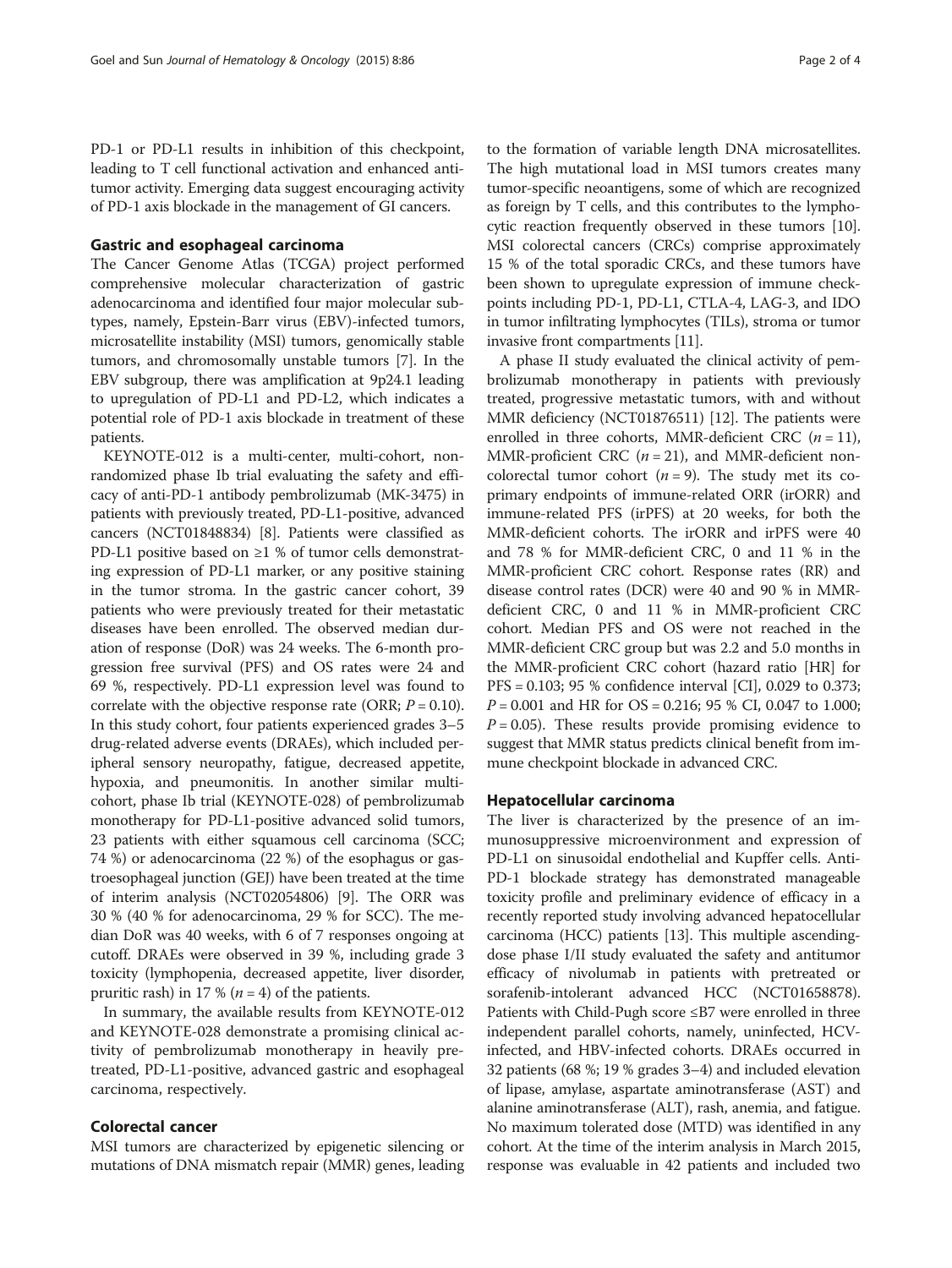PD-1 or PD-L1 results in inhibition of this checkpoint, leading to T cell functional activation and enhanced anti-tumor activity. Emerging data suggest encouraging activity of PD-1 axis blockade in the management of GI cancers.

## Gastric and esophageal carcinoma

The Cancer Genome Atlas (TCGA) project performed comprehensive molecular characterization of gastric adenocarcinoma and identified four major molecular subtypes, namely, Epstein-Barr virus (EBV)-infected tumors, microsatellite instability (MSI) tumors, genomically stable tumors, and chromosomally unstable tumors [7]. In the EBV subgroup, there was amplification at 9p24.1 leading to upregulation of PD-L1 and PD-L2, which indicates a potential role of PD-1 axis blockade in treatment of these patients.

KEYNOTE-012 is a multi-center, multi-cohort, non-randomized phase Ib trial evaluating the safety and efficacy of anti-PD-1 antibody pembrolizumab (MK-3475) in patients with previously treated, PD-L1-positive, advanced cancers (NCT01848834) [8]. Patients were classified as PD-L1 positive based on ≥1 % of tumor cells demonstrating expression of PD-L1 marker, or any positive staining in the tumor stroma. In the gastric cancer cohort, 39 patients who were previously treated for their metastatic diseases have been enrolled. The observed median duration of response (DoR) was 24 weeks. The 6-month progression free survival (PFS) and OS rates were 24 and 69 %, respectively. PD-L1 expression level was found to correlate with the objective response rate (ORR; $P = 0.10$). In this study cohort, four patients experienced grades 3–5 drug-related adverse events (DRAEs), which included peripheral sensory neuropathy, fatigue, decreased appetite, hypoxia, and pneumonitis. In another similar multi-cohort, phase Ib trial (KEYNOTE-028) of pembrolizumab monotherapy for PD-L1-positive advanced solid tumors, 23 patients with either squamous cell carcinoma (SCC; 74 %) or adenocarcinoma (22 %) of the esophagus or gastroesophageal junction (GEJ) have been treated at the time of interim analysis (NCT02054806) [9]. The ORR was 30 % (40 % for adenocarcinoma, 29 % for SCC). The median DoR was 40 weeks, with 6 of 7 responses ongoing at cutoff. DRAEs were observed in 39 %, including grade 3 toxicity (lymphopenia, decreased appetite, liver disorder, pruritic rash) in 17 % ($n = 4$) of the patients.

In summary, the available results from KEYNOTE-012 and KEYNOTE-028 demonstrate a promising clinical activity of pembrolizumab monotherapy in heavily pretreated, PD-L1-positive, advanced gastric and esophageal carcinoma, respectively.

## Colorectal cancer

MSI tumors are characterized by epigenetic silencing or mutations of DNA mismatch repair (MMR) genes, leading to the formation of variable length DNA microsatellites. The high mutational load in MSI tumors creates many tumor-specific neoantigens, some of which are recognized as foreign by T cells, and this contributes to the lymphocytic reaction frequently observed in these tumors [10]. MSI colorectal cancers (CRCs) comprise approximately 15 % of the total sporadic CRCs, and these tumors have been shown to upregulate expression of immune checkpoints including PD-1, PD-L1, CTLA-4, LAG-3, and IDO in tumor infiltrating lymphocytes (TILs), stroma or tumor invasive front compartments [11].

A phase II study evaluated the clinical activity of pembrolizumab monotherapy in patients with previously treated, progressive metastatic tumors, with and without MMR deficiency (NCT01876511) [12]. The patients were enrolled in three cohorts, MMR-deficient CRC ($n = 11$), MMR-proficient CRC ($n = 21$), and MMR-deficient non-colorectal tumor cohort ($n = 9$). The study met its co-primary endpoints of immune-related ORR (irORR) and immune-related PFS (irPFS) at 20 weeks, for both the MMR-deficient cohorts. The irORR and irPFS were 40 and 78 % for MMR-deficient CRC, 0 and 11 % in the MMR-proficient CRC cohort. Response rates (RR) and disease control rates (DCR) were 40 and 90 % in MMR-deficient CRC, 0 and 11 % in MMR-proficient CRC cohort. Median PFS and OS were not reached in the MMR-deficient CRC group but was 2.2 and 5.0 months in the MMR-proficient CRC cohort (hazard ratio [HR] for PFS = 0.103; 95 % confidence interval [CI], 0.029 to 0.373; $P = 0.001$ and HR for OS = 0.216; 95 % CI, 0.047 to 1.000; $P = 0.05$). These results provide promising evidence to suggest that MMR status predicts clinical benefit from immune checkpoint blockade in advanced CRC.

## Hepatocellular carcinoma

The liver is characterized by the presence of an immunosuppressive microenvironment and expression of PD-L1 on sinusoidal endothelial and Kupffer cells. Anti-PD-1 blockade strategy has demonstrated manageable toxicity profile and preliminary evidence of efficacy in a recently reported study involving advanced hepatocellular carcinoma (HCC) patients [13]. This multiple ascending-dose phase I/II study evaluated the safety and antitumor efficacy of nivolumab in patients with pretreated or sorafenib-intolerant advanced HCC (NCT01658878). Patients with Child-Pugh score ≤B7 were enrolled in three independent parallel cohorts, namely, uninfected, HCV-infected, and HBV-infected cohorts. DRAEs occurred in 32 patients (68 %; 19 % grades 3–4) and included elevation of lipase, amylase, aspartate aminotransferase (AST) and alanine aminotransferase (ALT), rash, anemia, and fatigue. No maximum tolerated dose (MTD) was identified in any cohort. At the time of the interim analysis in March 2015, response was evaluable in 42 patients and included two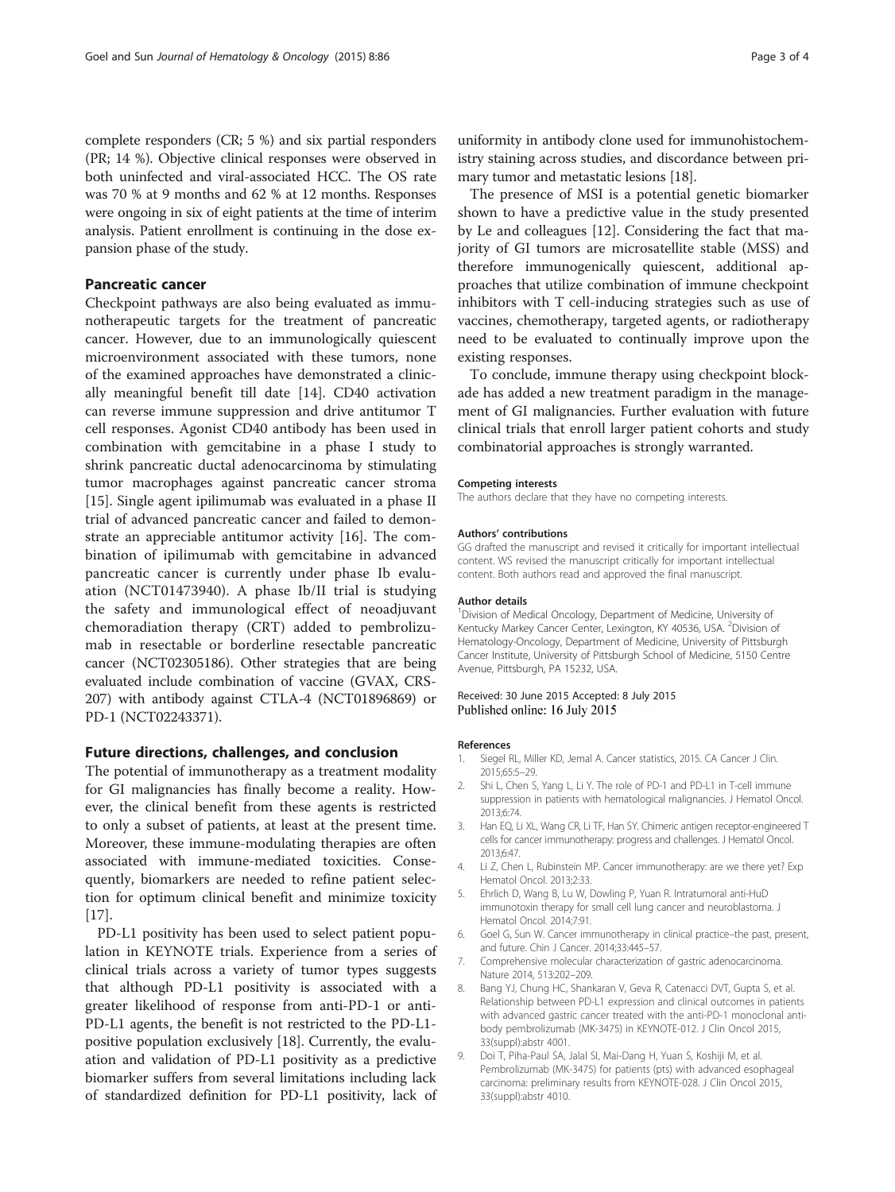complete responders (CR; 5 %) and six partial responders (PR; 14 %). Objective clinical responses were observed in both uninfected and viral-associated HCC. The OS rate was 70 % at 9 months and 62 % at 12 months. Responses were ongoing in six of eight patients at the time of interim analysis. Patient enrollment is continuing in the dose expansion phase of the study.

## Pancreatic cancer

Checkpoint pathways are also being evaluated as immunotherapeutic targets for the treatment of pancreatic cancer. However, due to an immunologically quiescent microenvironment associated with these tumors, none of the examined approaches have demonstrated a clinically meaningful benefit till date [14]. CD40 activation can reverse immune suppression and drive antitumor T cell responses. Agonist CD40 antibody has been used in combination with gemcitabine in a phase I study to shrink pancreatic ductal adenocarcinoma by stimulating tumor macrophages against pancreatic cancer stroma [15]. Single agent ipilimumab was evaluated in a phase II trial of advanced pancreatic cancer and failed to demonstrate an appreciable antitumor activity [16]. The combination of ipilimumab with gemcitabine in advanced pancreatic cancer is currently under phase Ib evaluation (NCT01473940). A phase Ib/II trial is studying the safety and immunological effect of neoadjuvant chemoradiation therapy (CRT) added to pembrolizumab in resectable or borderline resectable pancreatic cancer (NCT02305186). Other strategies that are being evaluated include combination of vaccine (GVAX, CRS-207) with antibody against CTLA-4 (NCT01896869) or PD-1 (NCT02243371).

## Future directions, challenges, and conclusion

The potential of immunotherapy as a treatment modality for GI malignancies has finally become a reality. However, the clinical benefit from these agents is restricted to only a subset of patients, at least at the present time. Moreover, these immune-modulating therapies are often associated with immune-mediated toxicities. Consequently, biomarkers are needed to refine patient selection for optimum clinical benefit and minimize toxicity [17].

PD-L1 positivity has been used to select patient population in KEYNOTE trials. Experience from a series of clinical trials across a variety of tumor types suggests that although PD-L1 positivity is associated with a greater likelihood of response from anti-PD-1 or anti-PD-L1 agents, the benefit is not restricted to the PD-L1-positive population exclusively [18]. Currently, the evaluation and validation of PD-L1 positivity as a predictive biomarker suffers from several limitations including lack of standardized definition for PD-L1 positivity, lack of uniformity in antibody clone used for immunohistochemistry staining across studies, and discordance between primary tumor and metastatic lesions [18].

The presence of MSI is a potential genetic biomarker shown to have a predictive value in the study presented by Le and colleagues [12]. Considering the fact that majority of GI tumors are microsatellite stable (MSS) and therefore immunogenically quiescent, additional approaches that utilize combination of immune checkpoint inhibitors with T cell-inducing strategies such as use of vaccines, chemotherapy, targeted agents, or radiotherapy need to be evaluated to continually improve upon the existing responses.

To conclude, immune therapy using checkpoint blockade has added a new treatment paradigm in the management of GI malignancies. Further evaluation with future clinical trials that enroll larger patient cohorts and study combinatorial approaches is strongly warranted.

#### Competing interests

The authors declare that they have no competing interests.

#### Authors' contributions

GG drafted the manuscript and revised it critically for important intellectual content. WS revised the manuscript critically for important intellectual content. Both authors read and approved the final manuscript.

#### Author details

[1]Division of Medical Oncology, Department of Medicine, University of Kentucky Markey Cancer Center, Lexington, KY 40536, USA. [2]Division of Hematology-Oncology, Department of Medicine, University of Pittsburgh Cancer Institute, University of Pittsburgh School of Medicine, 5150 Centre Avenue, Pittsburgh, PA 15232, USA.

Received: 30 June 2015 Accepted: 8 July 2015
Published online: 16 July 2015

#### References

1. Siegel RL, Miller KD, Jemal A. Cancer statistics, 2015. CA Cancer J Clin. 2015;65:5–29.
2. Shi L, Chen S, Yang L, Li Y. The role of PD-1 and PD-L1 in T-cell immune suppression in patients with hematological malignancies. J Hematol Oncol. 2013;6:74.
3. Han EQ, Li XL, Wang CR, Li TF, Han SY. Chimeric antigen receptor-engineered T cells for cancer immunotherapy: progress and challenges. J Hematol Oncol. 2013;6:47.
4. Li Z, Chen L, Rubinstein MP. Cancer immunotherapy: are we there yet? Exp Hematol Oncol. 2013;2:33.
5. Ehrlich D, Wang B, Lu W, Dowling P, Yuan R. Intratumoral anti-HuD immunotoxin therapy for small cell lung cancer and neuroblastoma. J Hematol Oncol. 2014;7:91.
6. Goel G, Sun W. Cancer immunotherapy in clinical practice–the past, present, and future. Chin J Cancer. 2014;33:445–57.
7. Comprehensive molecular characterization of gastric adenocarcinoma. Nature 2014, 513:202–209.
8. Bang YJ, Chung HC, Shankaran V, Geva R, Catenacci DVT, Gupta S, et al. Relationship between PD-L1 expression and clinical outcomes in patients with advanced gastric cancer treated with the anti-PD-1 monoclonal antibody pembrolizumab (MK-3475) in KEYNOTE-012. J Clin Oncol 2015, 33(suppl):abstr 4001.
9. Doi T, Piha-Paul SA, Jalal SI, Mai-Dang H, Yuan S, Koshiji M, et al. Pembrolizumab (MK-3475) for patients (pts) with advanced esophageal carcinoma: preliminary results from KEYNOTE-028. J Clin Oncol 2015, 33(suppl):abstr 4010.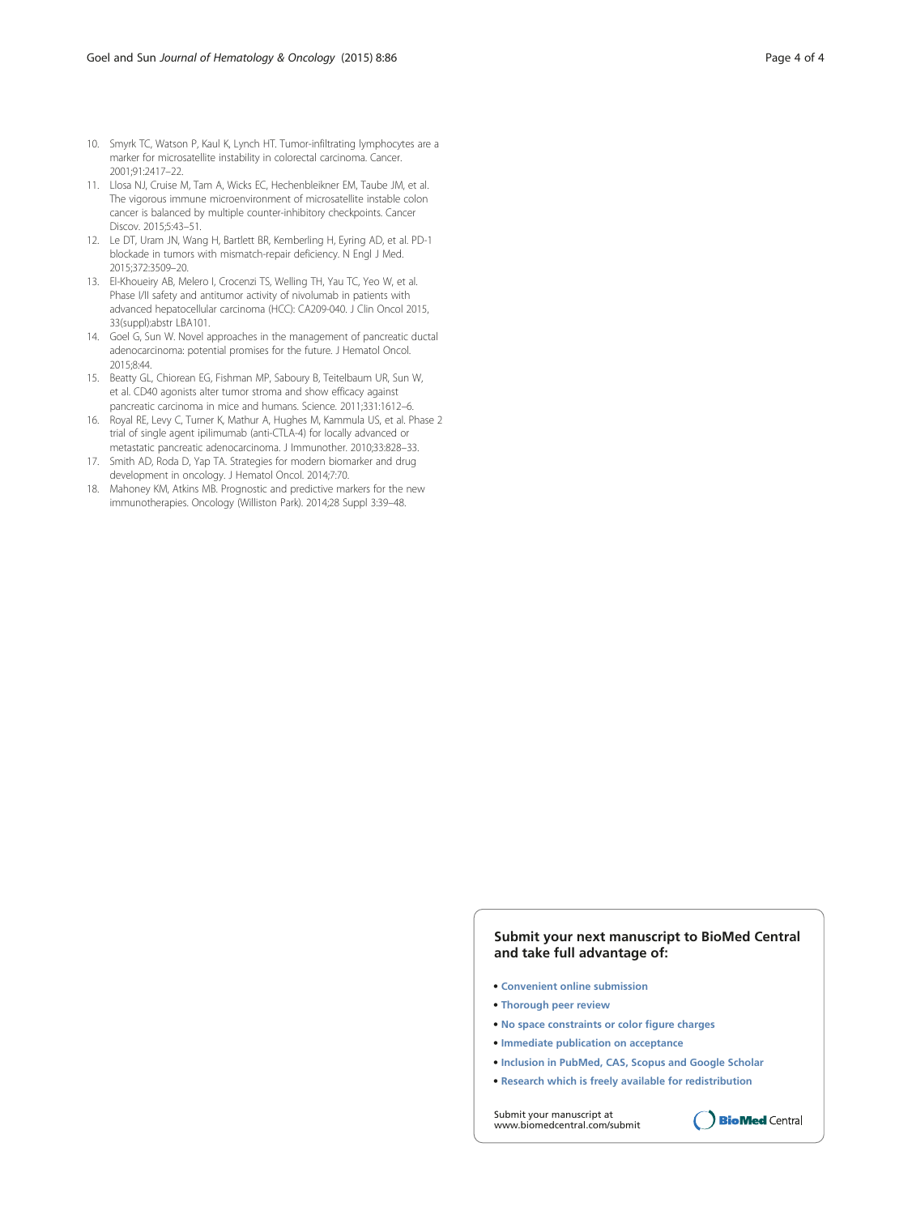10. Smyrk TC, Watson P, Kaul K, Lynch HT. Tumor-infiltrating lymphocytes are a marker for microsatellite instability in colorectal carcinoma. Cancer. 2001;91:2417–22.
11. Llosa NJ, Cruise M, Tam A, Wicks EC, Hechenbleikner EM, Taube JM, et al. The vigorous immune microenvironment of microsatellite instable colon cancer is balanced by multiple counter-inhibitory checkpoints. Cancer Discov. 2015;5:43–51.
12. Le DT, Uram JN, Wang H, Bartlett BR, Kemberling H, Eyring AD, et al. PD-1 blockade in tumors with mismatch-repair deficiency. N Engl J Med. 2015;372:3509–20.
13. El-Khoueiry AB, Melero I, Crocenzi TS, Welling TH, Yau TC, Yeo W, et al. Phase I/II safety and antitumor activity of nivolumab in patients with advanced hepatocellular carcinoma (HCC): CA209-040. J Clin Oncol 2015, 33(suppl):abstr LBA101.
14. Goel G, Sun W. Novel approaches in the management of pancreatic ductal adenocarcinoma: potential promises for the future. J Hematol Oncol. 2015;8:44.
15. Beatty GL, Chiorean EG, Fishman MP, Saboury B, Teitelbaum UR, Sun W, et al. CD40 agonists alter tumor stroma and show efficacy against pancreatic carcinoma in mice and humans. Science. 2011;331:1612–6.
16. Royal RE, Levy C, Turner K, Mathur A, Hughes M, Kammula US, et al. Phase 2 trial of single agent ipilimumab (anti-CTLA-4) for locally advanced or metastatic pancreatic adenocarcinoma. J Immunother. 2010;33:828–33.
17. Smith AD, Roda D, Yap TA. Strategies for modern biomarker and drug development in oncology. J Hematol Oncol. 2014;7:70.
18. Mahoney KM, Atkins MB. Prognostic and predictive markers for the new immunotherapies. Oncology (Williston Park). 2014;28 Suppl 3:39–48.

**Submit your next manuscript to BioMed Central and take full advantage of:**

- **Convenient online submission**
- **Thorough peer review**
- **No space constraints or color figure charges**
- **Immediate publication on acceptance**
- **Inclusion in PubMed, CAS, Scopus and Google Scholar**
- **Research which is freely available for redistribution**

Submit your manuscript at
www.biomedcentral.com/submit

BioMed Central